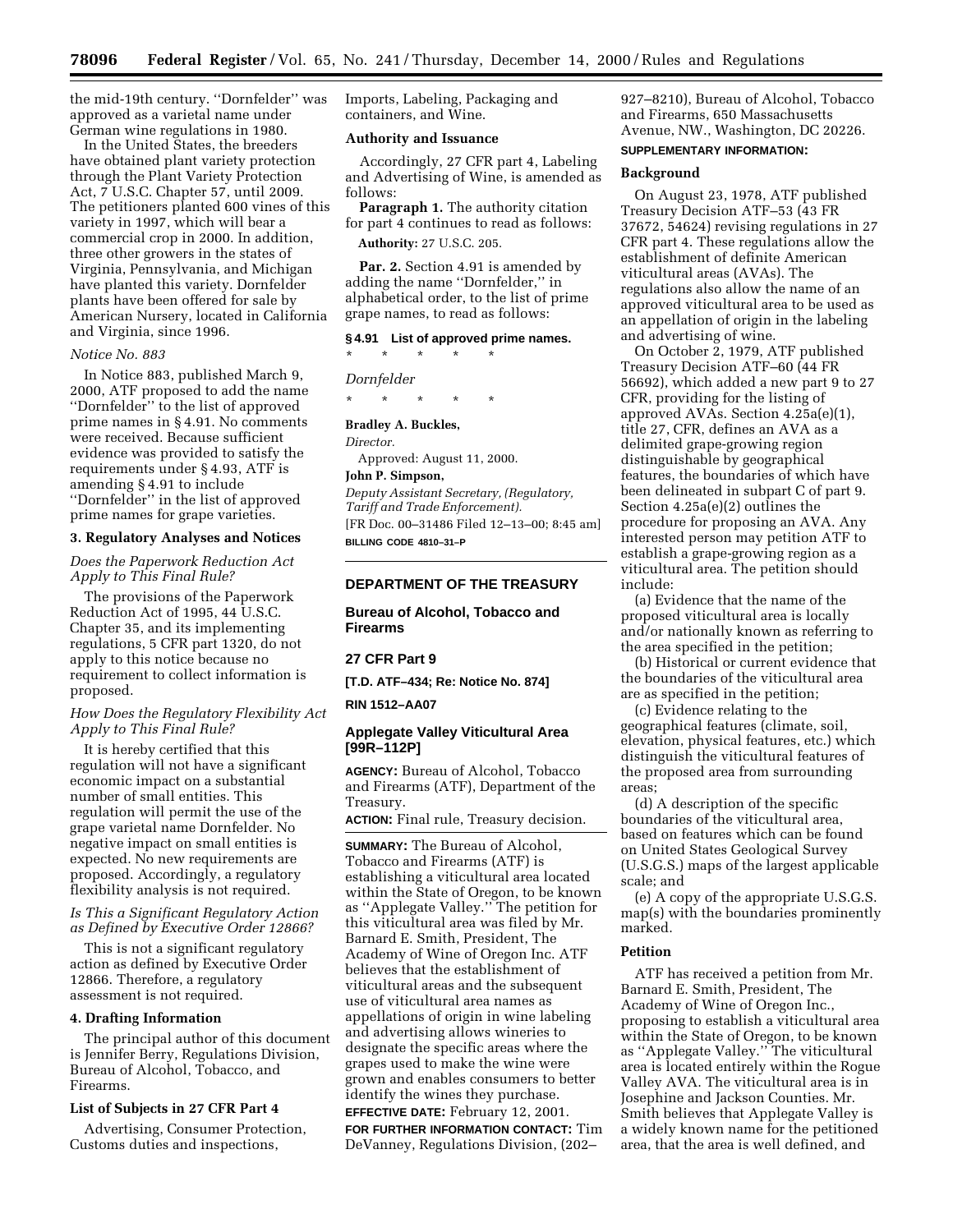the mid-19th century. ''Dornfelder'' was approved as a varietal name under German wine regulations in 1980.

In the United States, the breeders have obtained plant variety protection through the Plant Variety Protection Act, 7 U.S.C. Chapter 57, until 2009. The petitioners planted 600 vines of this variety in 1997, which will bear a commercial crop in 2000. In addition, three other growers in the states of Virginia, Pennsylvania, and Michigan have planted this variety. Dornfelder plants have been offered for sale by American Nursery, located in California and Virginia, since 1996.

*Notice No. 883*

In Notice 883, published March 9, 2000, ATF proposed to add the name ''Dornfelder'' to the list of approved prime names in § 4.91. No comments were received. Because sufficient evidence was provided to satisfy the requirements under § 4.93, ATF is amending § 4.91 to include ''Dornfelder'' in the list of approved prime names for grape varieties.

### 3. Regulatory Analyses and Notices

*Does the Paperwork Reduction Act Apply to This Final Rule?*

The provisions of the Paperwork Reduction Act of 1995, 44 U.S.C. Chapter 35, and its implementing regulations, 5 CFR part 1320, do not apply to this notice because no requirement to collect information is proposed.

*How Does the Regulatory Flexibility Act Apply to This Final Rule?*

It is hereby certified that this regulation will not have a significant economic impact on a substantial number of small entities. This regulation will permit the use of the grape varietal name Dornfelder. No negative impact on small entities is expected. No new requirements are proposed. Accordingly, a regulatory flexibility analysis is not required.

*Is This a Significant Regulatory Action as Defined by Executive Order 12866?*

This is not a significant regulatory action as defined by Executive Order 12866. Therefore, a regulatory assessment is not required.

### 4. Drafting Information

The principal author of this document is Jennifer Berry, Regulations Division, Bureau of Alcohol, Tobacco, and Firearms.

### List of Subjects in 27 CFR Part 4

Advertising, Consumer Protection, Customs duties and inspections, Imports, Labeling, Packaging and containers, and Wine.

### Authority and Issuance

Accordingly, 27 CFR part 4, Labeling and Advertising of Wine, is amended as follows:

**Paragraph 1.** The authority citation for part 4 continues to read as follows:

**Authority:** 27 U.S.C. 205.

**Par. 2.** Section 4.91 is amended by adding the name ''Dornfelder,'' in alphabetical order, to the list of prime grape names, to read as follows:

**§ 4.91 List of approved prime names.**

\* \* \* \* \*

*Dornfelder*

\* \* \* \* \*

**Bradley A. Buckles,**
*Director.*

Approved: August 11, 2000.

**John P. Simpson,**
*Deputy Assistant Secretary, (Regulatory, Tariff and Trade Enforcement).*

[FR Doc. 00–31486 Filed 12–13–00; 8:45 am]

**BILLING CODE 4810–31–P**

---

## DEPARTMENT OF THE TREASURY

## Bureau of Alcohol, Tobacco and Firearms

### 27 CFR Part 9

**[T.D. ATF–434; Re: Notice No. 874]**

**RIN 1512–AA07**

## Applegate Valley Viticultural Area [99R–112P]

**AGENCY:** Bureau of Alcohol, Tobacco and Firearms (ATF), Department of the Treasury.

**ACTION:** Final rule, Treasury decision.

**SUMMARY:** The Bureau of Alcohol, Tobacco and Firearms (ATF) is establishing a viticultural area located within the State of Oregon, to be known as ''Applegate Valley.'' The petition for this viticultural area was filed by Mr. Barnard E. Smith, President, The Academy of Wine of Oregon Inc. ATF believes that the establishment of viticultural areas and the subsequent use of viticultural area names as appellations of origin in wine labeling and advertising allows wineries to designate the specific areas where the grapes used to make the wine were grown and enables consumers to better identify the wines they purchase.

**EFFECTIVE DATE:** February 12, 2001.

**FOR FURTHER INFORMATION CONTACT:** Tim DeVanney, Regulations Division, (202–927–8210), Bureau of Alcohol, Tobacco and Firearms, 650 Massachusetts Avenue, NW., Washington, DC 20226.

**SUPPLEMENTARY INFORMATION:**

### Background

On August 23, 1978, ATF published Treasury Decision ATF–53 (43 FR 37672, 54624) revising regulations in 27 CFR part 4. These regulations allow the establishment of definite American viticultural areas (AVAs). The regulations also allow the name of an approved viticultural area to be used as an appellation of origin in the labeling and advertising of wine.

On October 2, 1979, ATF published Treasury Decision ATF–60 (44 FR 56692), which added a new part 9 to 27 CFR, providing for the listing of approved AVAs. Section 4.25a(e)(1), title 27, CFR, defines an AVA as a delimited grape-growing region distinguishable by geographical features, the boundaries of which have been delineated in subpart C of part 9. Section 4.25a(e)(2) outlines the procedure for proposing an AVA. Any interested person may petition ATF to establish a grape-growing region as a viticultural area. The petition should include:

(a) Evidence that the name of the proposed viticultural area is locally and/or nationally known as referring to the area specified in the petition;

(b) Historical or current evidence that the boundaries of the viticultural area are as specified in the petition;

(c) Evidence relating to the geographical features (climate, soil, elevation, physical features, etc.) which distinguish the viticultural features of the proposed area from surrounding areas;

(d) A description of the specific boundaries of the viticultural area, based on features which can be found on United States Geological Survey (U.S.G.S.) maps of the largest applicable scale; and

(e) A copy of the appropriate U.S.G.S. map(s) with the boundaries prominently marked.

### Petition

ATF has received a petition from Mr. Barnard E. Smith, President, The Academy of Wine of Oregon Inc., proposing to establish a viticultural area within the State of Oregon, to be known as ''Applegate Valley.'' The viticultural area is located entirely within the Rogue Valley AVA. The viticultural area is in Josephine and Jackson Counties. Mr. Smith believes that Applegate Valley is a widely known name for the petitioned area, that the area is well defined, and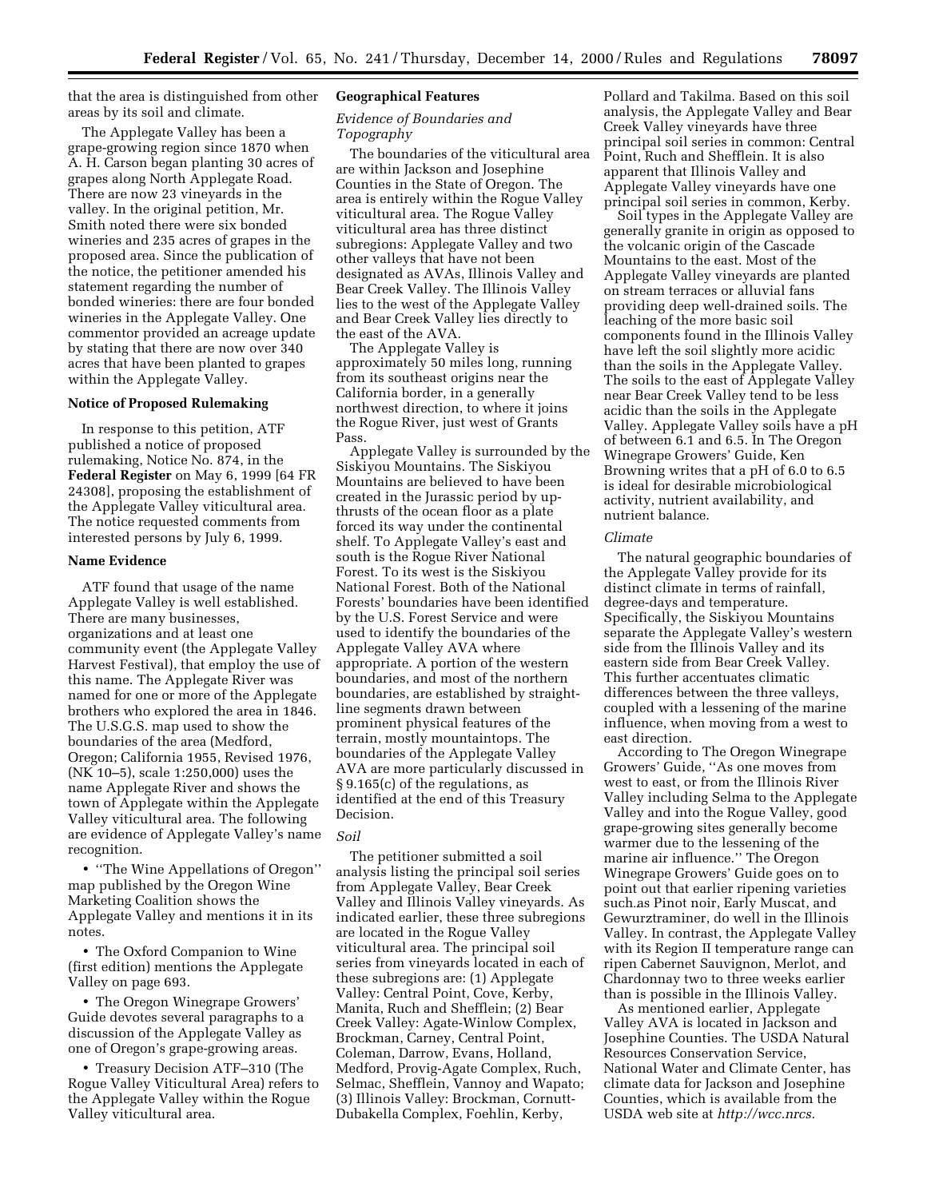that the area is distinguished from other areas by its soil and climate.

The Applegate Valley has been a grape-growing region since 1870 when A. H. Carson began planting 30 acres of grapes along North Applegate Road. There are now 23 vineyards in the valley. In the original petition, Mr. Smith noted there were six bonded wineries and 235 acres of grapes in the proposed area. Since the publication of the notice, the petitioner amended his statement regarding the number of bonded wineries: there are four bonded wineries in the Applegate Valley. One commentor provided an acreage update by stating that there are now over 340 acres that have been planted to grapes within the Applegate Valley.

## Notice of Proposed Rulemaking

In response to this petition, ATF published a notice of proposed rulemaking, Notice No. 874, in the **Federal Register** on May 6, 1999 [64 FR 24308], proposing the establishment of the Applegate Valley viticultural area. The notice requested comments from interested persons by July 6, 1999.

## Name Evidence

ATF found that usage of the name Applegate Valley is well established. There are many businesses, organizations and at least one community event (the Applegate Valley Harvest Festival), that employ the use of this name. The Applegate River was named for one or more of the Applegate brothers who explored the area in 1846. The U.S.G.S. map used to show the boundaries of the area (Medford, Oregon; California 1955, Revised 1976, (NK 10–5), scale 1:250,000) uses the name Applegate River and shows the town of Applegate within the Applegate Valley viticultural area. The following are evidence of Applegate Valley's name recognition.

- ''The Wine Appellations of Oregon'' map published by the Oregon Wine Marketing Coalition shows the Applegate Valley and mentions it in its notes.
- The Oxford Companion to Wine (first edition) mentions the Applegate Valley on page 693.
- The Oregon Winegrape Growers' Guide devotes several paragraphs to a discussion of the Applegate Valley as one of Oregon's grape-growing areas.
- Treasury Decision ATF–310 (The Rogue Valley Viticultural Area) refers to the Applegate Valley within the Rogue Valley viticultural area.

## Geographical Features

### *Evidence of Boundaries and Topography*

The boundaries of the viticultural area are within Jackson and Josephine Counties in the State of Oregon. The area is entirely within the Rogue Valley viticultural area. The Rogue Valley viticultural area has three distinct subregions: Applegate Valley and two other valleys that have not been designated as AVAs, Illinois Valley and Bear Creek Valley. The Illinois Valley lies to the west of the Applegate Valley and Bear Creek Valley lies directly to the east of the AVA.

The Applegate Valley is approximately 50 miles long, running from its southeast origins near the California border, in a generally northwest direction, to where it joins the Rogue River, just west of Grants Pass.

Applegate Valley is surrounded by the Siskiyou Mountains. The Siskiyou Mountains are believed to have been created in the Jurassic period by up-thrusts of the ocean floor as a plate forced its way under the continental shelf. To Applegate Valley's east and south is the Rogue River National Forest. To its west is the Siskiyou National Forest. Both of the National Forests' boundaries have been identified by the U.S. Forest Service and were used to identify the boundaries of the Applegate Valley AVA where appropriate. A portion of the western boundaries, and most of the northern boundaries, are established by straight-line segments drawn between prominent physical features of the terrain, mostly mountaintops. The boundaries of the Applegate Valley AVA are more particularly discussed in § 9.165(c) of the regulations, as identified at the end of this Treasury Decision.

### *Soil*

The petitioner submitted a soil analysis listing the principal soil series from Applegate Valley, Bear Creek Valley and Illinois Valley vineyards. As indicated earlier, these three subregions are located in the Rogue Valley viticultural area. The principal soil series from vineyards located in each of these subregions are: (1) Applegate Valley: Central Point, Cove, Kerby, Manita, Ruch and Shefflein; (2) Bear Creek Valley: Agate-Winlow Complex, Brockman, Carney, Central Point, Coleman, Darrow, Evans, Holland, Medford, Provig-Agate Complex, Ruch, Selmac, Shefflein, Vannoy and Wapato; (3) Illinois Valley: Brockman, Cornutt-Dubakella Complex, Foehlin, Kerby, Pollard and Takilma. Based on this soil analysis, the Applegate Valley and Bear Creek Valley vineyards have three principal soil series in common: Central Point, Ruch and Shefflein. It is also apparent that Illinois Valley and Applegate Valley vineyards have one principal soil series in common, Kerby.

Soil types in the Applegate Valley are generally granite in origin as opposed to the volcanic origin of the Cascade Mountains to the east. Most of the Applegate Valley vineyards are planted on stream terraces or alluvial fans providing deep well-drained soils. The leaching of the more basic soil components found in the Illinois Valley have left the soil slightly more acidic than the soils in the Applegate Valley. The soils to the east of Applegate Valley near Bear Creek Valley tend to be less acidic than the soils in the Applegate Valley. Applegate Valley soils have a pH of between 6.1 and 6.5. In The Oregon Winegrape Growers' Guide, Ken Browning writes that a pH of 6.0 to 6.5 is ideal for desirable microbiological activity, nutrient availability, and nutrient balance.

### *Climate*

The natural geographic boundaries of the Applegate Valley provide for its distinct climate in terms of rainfall, degree-days and temperature. Specifically, the Siskiyou Mountains separate the Applegate Valley's western side from the Illinois Valley and its eastern side from Bear Creek Valley. This further accentuates climatic differences between the three valleys, coupled with a lessening of the marine influence, when moving from a west to east direction.

According to The Oregon Winegrape Growers' Guide, ''As one moves from west to east, or from the Illinois River Valley including Selma to the Applegate Valley and into the Rogue Valley, good grape-growing sites generally become warmer due to the lessening of the marine air influence.'' The Oregon Winegrape Growers' Guide goes on to point out that earlier ripening varieties such.as Pinot noir, Early Muscat, and Gewurztraminer, do well in the Illinois Valley. In contrast, the Applegate Valley with its Region II temperature range can ripen Cabernet Sauvignon, Merlot, and Chardonnay two to three weeks earlier than is possible in the Illinois Valley.

As mentioned earlier, Applegate Valley AVA is located in Jackson and Josephine Counties. The USDA Natural Resources Conservation Service, National Water and Climate Center, has climate data for Jackson and Josephine Counties, which is available from the USDA web site at *http://wcc.nrcs.*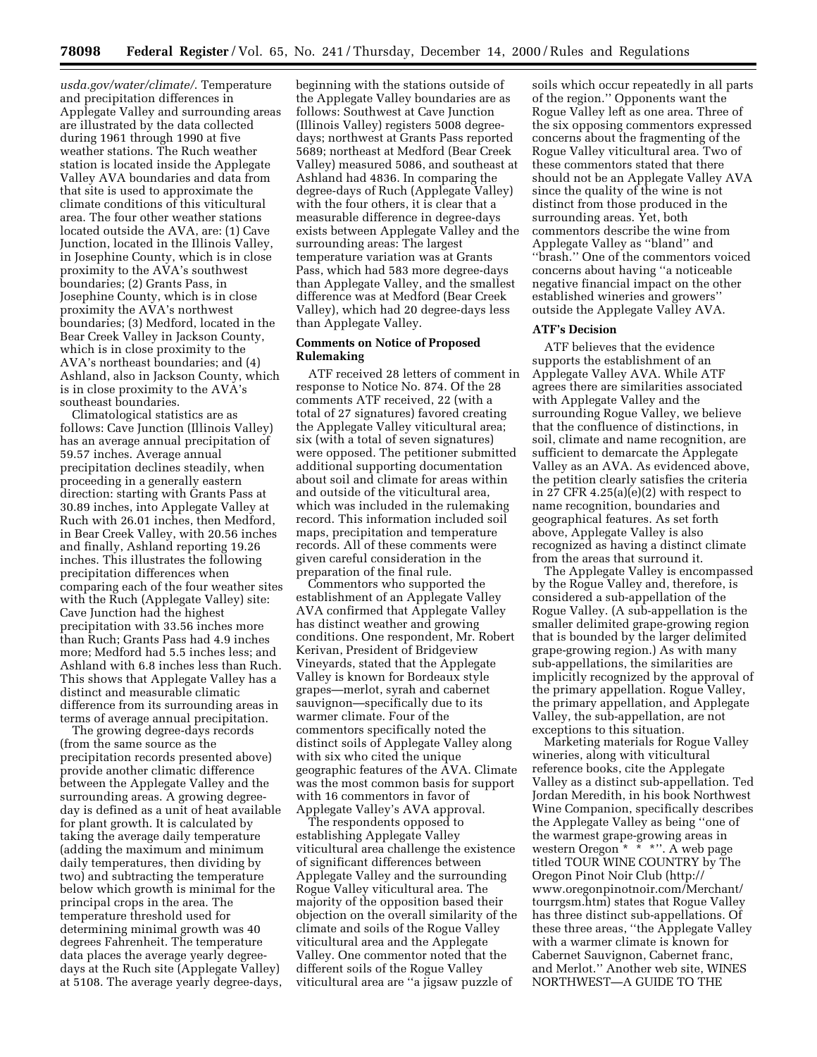usda.gov/water/climate/. Temperature and precipitation differences in Applegate Valley and surrounding areas are illustrated by the data collected during 1961 through 1990 at five weather stations. The Ruch weather station is located inside the Applegate Valley AVA boundaries and data from that site is used to approximate the climate conditions of this viticultural area. The four other weather stations located outside the AVA, are: (1) Cave Junction, located in the Illinois Valley, in Josephine County, which is in close proximity to the AVA's southwest boundaries; (2) Grants Pass, in Josephine County, which is in close proximity the AVA's northwest boundaries; (3) Medford, located in the Bear Creek Valley in Jackson County, which is in close proximity to the AVA's northeast boundaries; and (4) Ashland, also in Jackson County, which is in close proximity to the AVA's southeast boundaries.

Climatological statistics are as follows: Cave Junction (Illinois Valley) has an average annual precipitation of 59.57 inches. Average annual precipitation declines steadily, when proceeding in a generally eastern direction: starting with Grants Pass at 30.89 inches, into Applegate Valley at Ruch with 26.01 inches, then Medford, in Bear Creek Valley, with 20.56 inches and finally, Ashland reporting 19.26 inches. This illustrates the following precipitation differences when comparing each of the four weather sites with the Ruch (Applegate Valley) site: Cave Junction had the highest precipitation with 33.56 inches more than Ruch; Grants Pass had 4.9 inches more; Medford had 5.5 inches less; and Ashland with 6.8 inches less than Ruch. This shows that Applegate Valley has a distinct and measurable climatic difference from its surrounding areas in terms of average annual precipitation.

The growing degree-days records (from the same source as the precipitation records presented above) provide another climatic difference between the Applegate Valley and the surrounding areas. A growing degree-day is defined as a unit of heat available for plant growth. It is calculated by taking the average daily temperature (adding the maximum and minimum daily temperatures, then dividing by two) and subtracting the temperature below which growth is minimal for the principal crops in the area. The temperature threshold used for determining minimal growth was 40 degrees Fahrenheit. The temperature data places the average yearly degree-days at the Ruch site (Applegate Valley) at 5108. The average yearly degree-days, beginning with the stations outside of the Applegate Valley boundaries are as follows: Southwest at Cave Junction (Illinois Valley) registers 5008 degree-days; northwest at Grants Pass reported 5689; northeast at Medford (Bear Creek Valley) measured 5086, and southeast at Ashland had 4836. In comparing the degree-days of Ruch (Applegate Valley) with the four others, it is clear that a measurable difference in degree-days exists between Applegate Valley and the surrounding areas: The largest temperature variation was at Grants Pass, which had 583 more degree-days than Applegate Valley, and the smallest difference was at Medford (Bear Creek Valley), which had 20 degree-days less than Applegate Valley.

### Comments on Notice of Proposed Rulemaking

ATF received 28 letters of comment in response to Notice No. 874. Of the 28 comments ATF received, 22 (with a total of 27 signatures) favored creating the Applegate Valley viticultural area; six (with a total of seven signatures) were opposed. The petitioner submitted additional supporting documentation about soil and climate for areas within and outside of the viticultural area, which was included in the rulemaking record. This information included soil maps, precipitation and temperature records. All of these comments were given careful consideration in the preparation of the final rule.

Commentors who supported the establishment of an Applegate Valley AVA confirmed that Applegate Valley has distinct weather and growing conditions. One respondent, Mr. Robert Kerivan, President of Bridgeview Vineyards, stated that the Applegate Valley is known for Bordeaux style grapes—merlot, syrah and cabernet sauvignon—specifically due to its warmer climate. Four of the commentors specifically noted the distinct soils of Applegate Valley along with six who cited the unique geographic features of the AVA. Climate was the most common basis for support with 16 commentors in favor of Applegate Valley's AVA approval.

The respondents opposed to establishing Applegate Valley viticultural area challenge the existence of significant differences between Applegate Valley and the surrounding Rogue Valley viticultural area. The majority of the opposition based their objection on the overall similarity of the climate and soils of the Rogue Valley viticultural area and the Applegate Valley. One commentor noted that the different soils of the Rogue Valley viticultural area are "a jigsaw puzzle of soils which occur repeatedly in all parts of the region." Opponents want the Rogue Valley left as one area. Three of the six opposing commentors expressed concerns about the fragmenting of the Rogue Valley viticultural area. Two of these commentors stated that there should not be an Applegate Valley AVA since the quality of the wine is not distinct from those produced in the surrounding areas. Yet, both commentors describe the wine from Applegate Valley as "bland" and "brash." One of the commentors voiced concerns about having "a noticeable negative financial impact on the other established wineries and growers" outside the Applegate Valley AVA.

### ATF's Decision

ATF believes that the evidence supports the establishment of an Applegate Valley AVA. While ATF agrees there are similarities associated with Applegate Valley and the surrounding Rogue Valley, we believe that the confluence of distinctions, in soil, climate and name recognition, are sufficient to demarcate the Applegate Valley as an AVA. As evidenced above, the petition clearly satisfies the criteria in 27 CFR 4.25(a)(e)(2) with respect to name recognition, boundaries and geographical features. As set forth above, Applegate Valley is also recognized as having a distinct climate from the areas that surround it.

The Applegate Valley is encompassed by the Rogue Valley and, therefore, is considered a sub-appellation of the Rogue Valley. (A sub-appellation is the smaller delimited grape-growing region that is bounded by the larger delimited grape-growing region.) As with many sub-appellations, the similarities are implicitly recognized by the approval of the primary appellation. Rogue Valley, the primary appellation, and Applegate Valley, the sub-appellation, are not exceptions to this situation.

Marketing materials for Rogue Valley wineries, along with viticultural reference books, cite the Applegate Valley as a distinct sub-appellation. Ted Jordan Meredith, in his book Northwest Wine Companion, specifically describes the Applegate Valley as being "one of the warmest grape-growing areas in western Oregon * * *". A web page titled TOUR WINE COUNTRY by The Oregon Pinot Noir Club (http://www.oregonpinotnoir.com/Merchant/tourrgsm.htm) states that Rogue Valley has three distinct sub-appellations. Of these three areas, "the Applegate Valley with a warmer climate is known for Cabernet Sauvignon, Cabernet franc, and Merlot." Another web site, WINES NORTHWEST—A GUIDE TO THE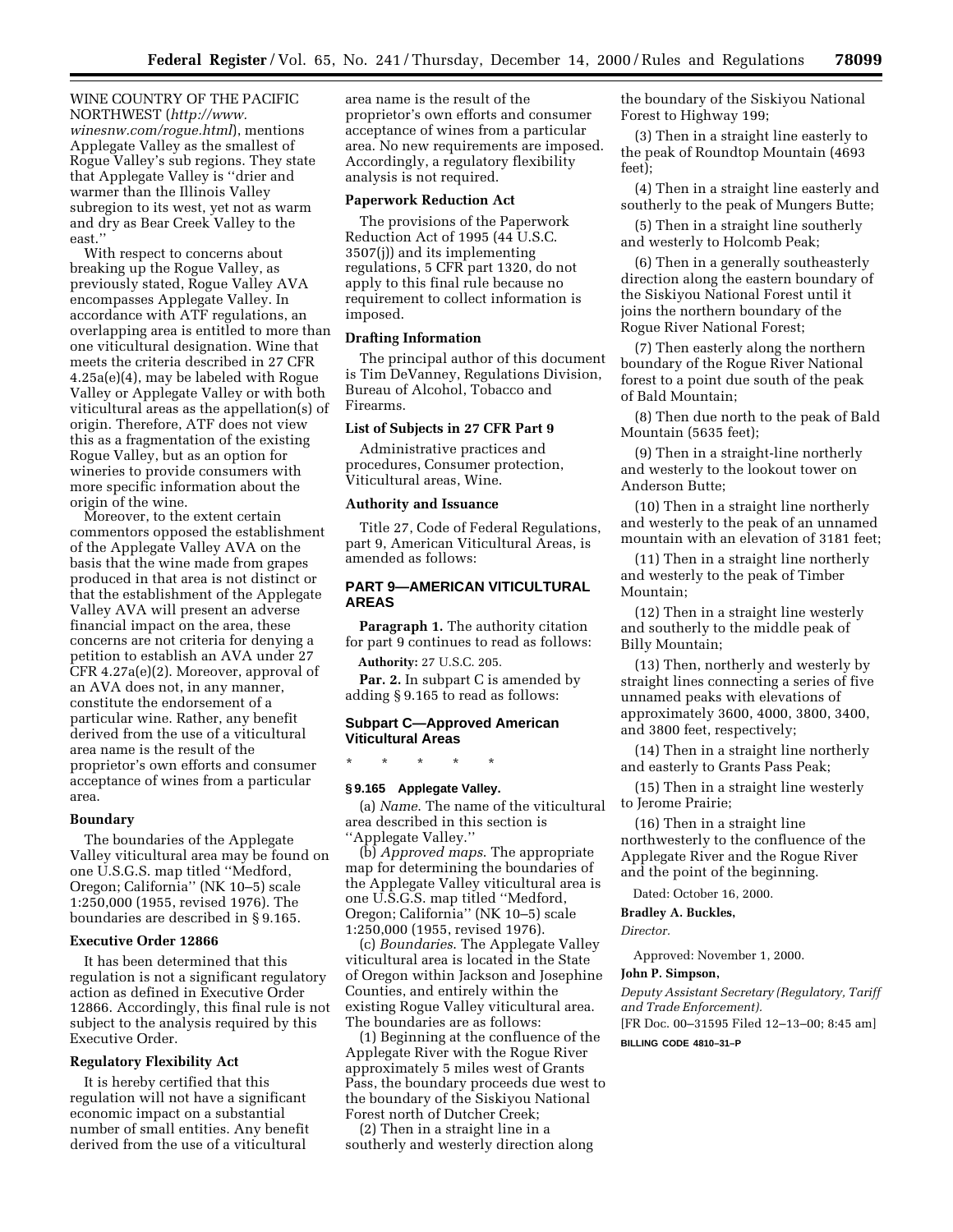WINE COUNTRY OF THE PACIFIC NORTHWEST (*http://www.winesnw.com/rogue.html*), mentions Applegate Valley as the smallest of Rogue Valley's sub regions. They state that Applegate Valley is ''drier and warmer than the Illinois Valley subregion to its west, yet not as warm and dry as Bear Creek Valley to the east.''

With respect to concerns about breaking up the Rogue Valley, as previously stated, Rogue Valley AVA encompasses Applegate Valley. In accordance with ATF regulations, an overlapping area is entitled to more than one viticultural designation. Wine that meets the criteria described in 27 CFR 4.25a(e)(4), may be labeled with Rogue Valley or Applegate Valley or with both viticultural areas as the appellation(s) of origin. Therefore, ATF does not view this as a fragmentation of the existing Rogue Valley, but as an option for wineries to provide consumers with more specific information about the origin of the wine.

Moreover, to the extent certain commentors opposed the establishment of the Applegate Valley AVA on the basis that the wine made from grapes produced in that area is not distinct or that the establishment of the Applegate Valley AVA will present an adverse financial impact on the area, these concerns are not criteria for denying a petition to establish an AVA under 27 CFR 4.27a(e)(2). Moreover, approval of an AVA does not, in any manner, constitute the endorsement of a particular wine. Rather, any benefit derived from the use of a viticultural area name is the result of the proprietor's own efforts and consumer acceptance of wines from a particular area.

**Boundary**

The boundaries of the Applegate Valley viticultural area may be found on one U.S.G.S. map titled ''Medford, Oregon; California'' (NK 10–5) scale 1:250,000 (1955, revised 1976). The boundaries are described in § 9.165.

**Executive Order 12866**

It has been determined that this regulation is not a significant regulatory action as defined in Executive Order 12866. Accordingly, this final rule is not subject to the analysis required by this Executive Order.

**Regulatory Flexibility Act**

It is hereby certified that this regulation will not have a significant economic impact on a substantial number of small entities. Any benefit derived from the use of a viticultural area name is the result of the proprietor's own efforts and consumer acceptance of wines from a particular area. No new requirements are imposed. Accordingly, a regulatory flexibility analysis is not required.

**Paperwork Reduction Act**

The provisions of the Paperwork Reduction Act of 1995 (44 U.S.C. 3507(j)) and its implementing regulations, 5 CFR part 1320, do not apply to this final rule because no requirement to collect information is imposed.

**Drafting Information**

The principal author of this document is Tim DeVanney, Regulations Division, Bureau of Alcohol, Tobacco and Firearms.

**List of Subjects in 27 CFR Part 9**

Administrative practices and procedures, Consumer protection, Viticultural areas, Wine.

**Authority and Issuance**

Title 27, Code of Federal Regulations, part 9, American Viticultural Areas, is amended as follows:

## PART 9—AMERICAN VITICULTURAL AREAS

**Paragraph 1.** The authority citation for part 9 continues to read as follows:

**Authority:** 27 U.S.C. 205.

**Par. 2.** In subpart C is amended by adding § 9.165 to read as follows:

## Subpart C—Approved American Viticultural Areas

\* \* \* \* \*

**§ 9.165 Applegate Valley.**

(a) *Name*. The name of the viticultural area described in this section is ''Applegate Valley.''

(b) *Approved maps*. The appropriate map for determining the boundaries of the Applegate Valley viticultural area is one U.S.G.S. map titled ''Medford, Oregon; California'' (NK 10–5) scale 1:250,000 (1955, revised 1976).

(c) *Boundaries*. The Applegate Valley viticultural area is located in the State of Oregon within Jackson and Josephine Counties, and entirely within the existing Rogue Valley viticultural area. The boundaries are as follows:

(1) Beginning at the confluence of the Applegate River with the Rogue River approximately 5 miles west of Grants Pass, the boundary proceeds due west to the boundary of the Siskiyou National Forest north of Dutcher Creek;

(2) Then in a straight line in a southerly and westerly direction along the boundary of the Siskiyou National Forest to Highway 199;

(3) Then in a straight line easterly to the peak of Roundtop Mountain (4693 feet);

(4) Then in a straight line easterly and southerly to the peak of Mungers Butte;

(5) Then in a straight line southerly and westerly to Holcomb Peak;

(6) Then in a generally southeasterly direction along the eastern boundary of the Siskiyou National Forest until it joins the northern boundary of the Rogue River National Forest;

(7) Then easterly along the northern boundary of the Rogue River National forest to a point due south of the peak of Bald Mountain;

(8) Then due north to the peak of Bald Mountain (5635 feet);

(9) Then in a straight-line northerly and westerly to the lookout tower on Anderson Butte;

(10) Then in a straight line northerly and westerly to the peak of an unnamed mountain with an elevation of 3181 feet;

(11) Then in a straight line northerly and westerly to the peak of Timber Mountain;

(12) Then in a straight line westerly and southerly to the middle peak of Billy Mountain;

(13) Then, northerly and westerly by straight lines connecting a series of five unnamed peaks with elevations of approximately 3600, 4000, 3800, 3400, and 3800 feet, respectively;

(14) Then in a straight line northerly and easterly to Grants Pass Peak;

(15) Then in a straight line westerly to Jerome Prairie;

(16) Then in a straight line northwesterly to the confluence of the Applegate River and the Rogue River and the point of the beginning.

Dated: October 16, 2000.

**Bradley A. Buckles,**

*Director.*

Approved: November 1, 2000.

**John P. Simpson,**

*Deputy Assistant Secretary (Regulatory, Tariff and Trade Enforcement).*

[FR Doc. 00–31595 Filed 12–13–00; 8:45 am]

**BILLING CODE 4810–31–P**